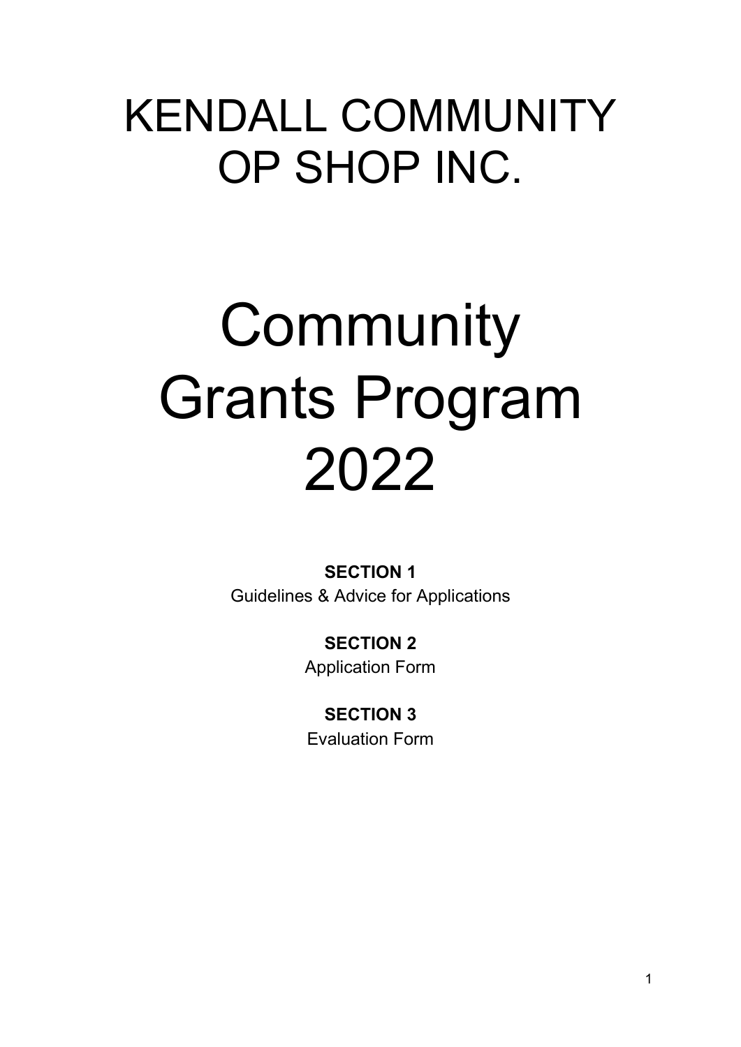# KENDALL COMMUNITY OP SHOP INC.

# Community Grants Program 2022

**SECTION 1**
Guidelines & Advice for Applications

**SECTION 2**
Application Form

**SECTION 3**
Evaluation Form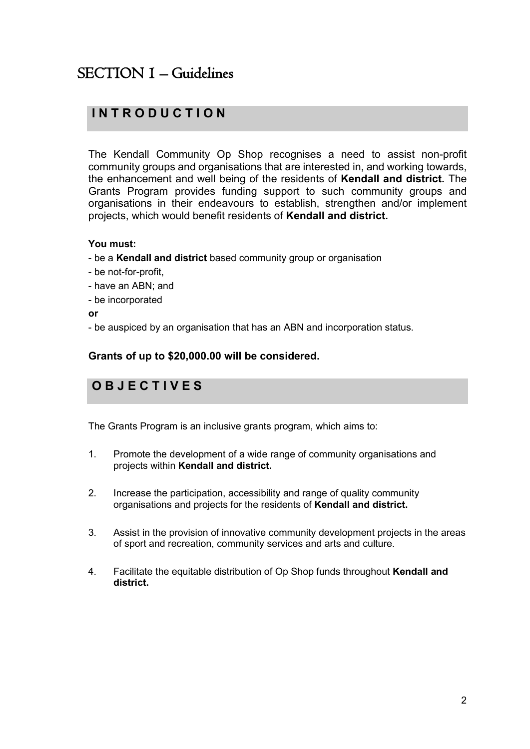# SECTION I – Guidelines

## INTRODUCTION

The Kendall Community Op Shop recognises a need to assist non-profit community groups and organisations that are interested in, and working towards, the enhancement and well being of the residents of **Kendall and district.** The Grants Program provides funding support to such community groups and organisations in their endeavours to establish, strengthen and/or implement projects, which would benefit residents of **Kendall and district.**

**You must:**

- be a **Kendall and district** based community group or organisation
- be not-for-profit,
- have an ABN; and
- be incorporated

**or**

- be auspiced by an organisation that has an ABN and incorporation status.

**Grants of up to $20,000.00 will be considered.**

## OBJECTIVES

The Grants Program is an inclusive grants program, which aims to:

1. Promote the development of a wide range of community organisations and projects within **Kendall and district.**
2. Increase the participation, accessibility and range of quality community organisations and projects for the residents of **Kendall and district.**
3. Assist in the provision of innovative community development projects in the areas of sport and recreation, community services and arts and culture.
4. Facilitate the equitable distribution of Op Shop funds throughout **Kendall and district.**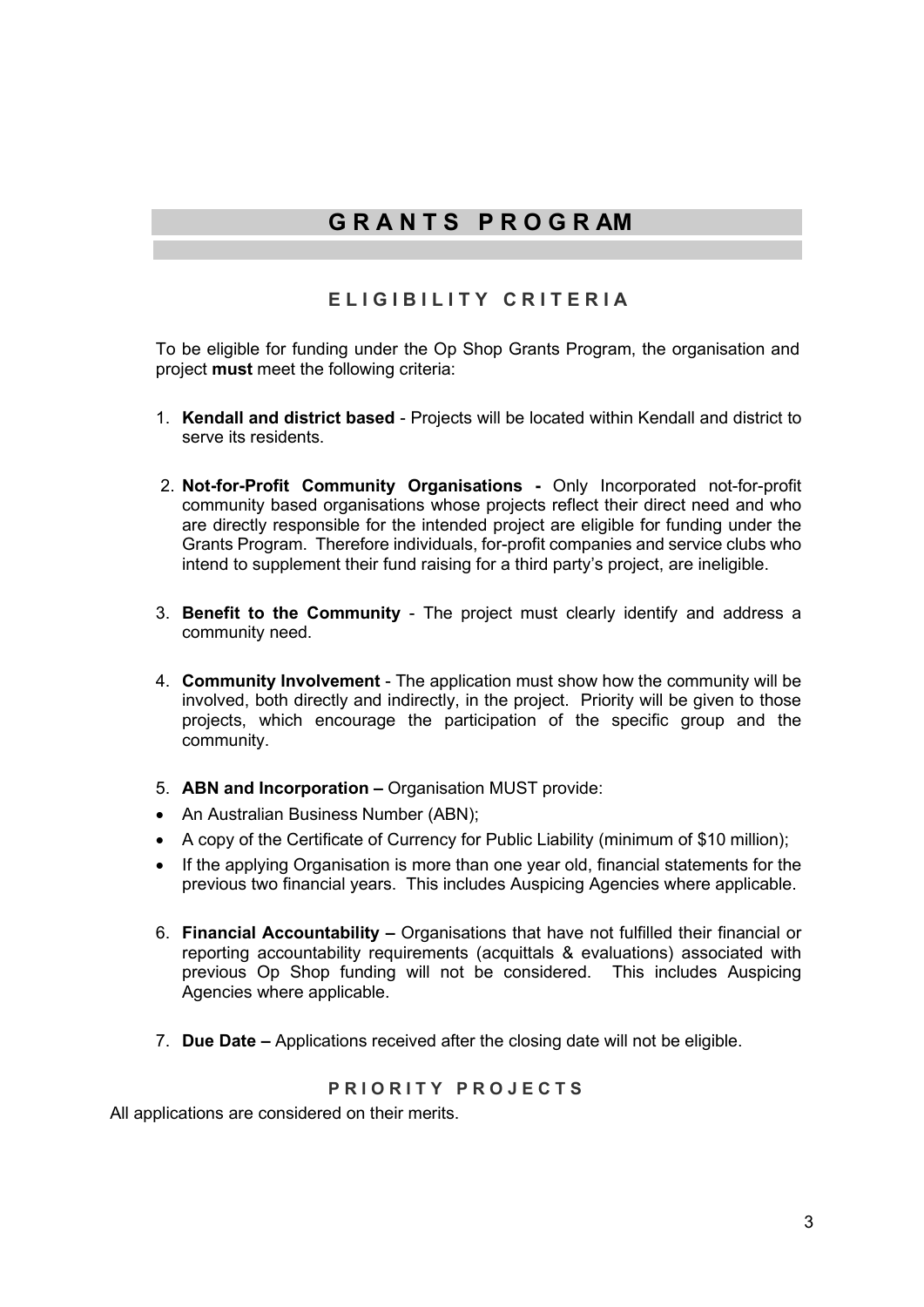# GRANTS PROGRAM

## ELIGIBILITY CRITERIA

To be eligible for funding under the Op Shop Grants Program, the organisation and project **must** meet the following criteria:

1. **Kendall and district based** - Projects will be located within Kendall and district to serve its residents.

2. **Not-for-Profit Community Organisations -** Only Incorporated not-for-profit community based organisations whose projects reflect their direct need and who are directly responsible for the intended project are eligible for funding under the Grants Program. Therefore individuals, for-profit companies and service clubs who intend to supplement their fund raising for a third party's project, are ineligible.

3. **Benefit to the Community** - The project must clearly identify and address a community need.

4. **Community Involvement** - The application must show how the community will be involved, both directly and indirectly, in the project. Priority will be given to those projects, which encourage the participation of the specific group and the community.

5. **ABN and Incorporation –** Organisation MUST provide:

- An Australian Business Number (ABN);
- A copy of the Certificate of Currency for Public Liability (minimum of $10 million);
- If the applying Organisation is more than one year old, financial statements for the previous two financial years. This includes Auspicing Agencies where applicable.

6. **Financial Accountability –** Organisations that have not fulfilled their financial or reporting accountability requirements (acquittals & evaluations) associated with previous Op Shop funding will not be considered. This includes Auspicing Agencies where applicable.

7. **Due Date –** Applications received after the closing date will not be eligible.

## PRIORITY PROJECTS

All applications are considered on their merits.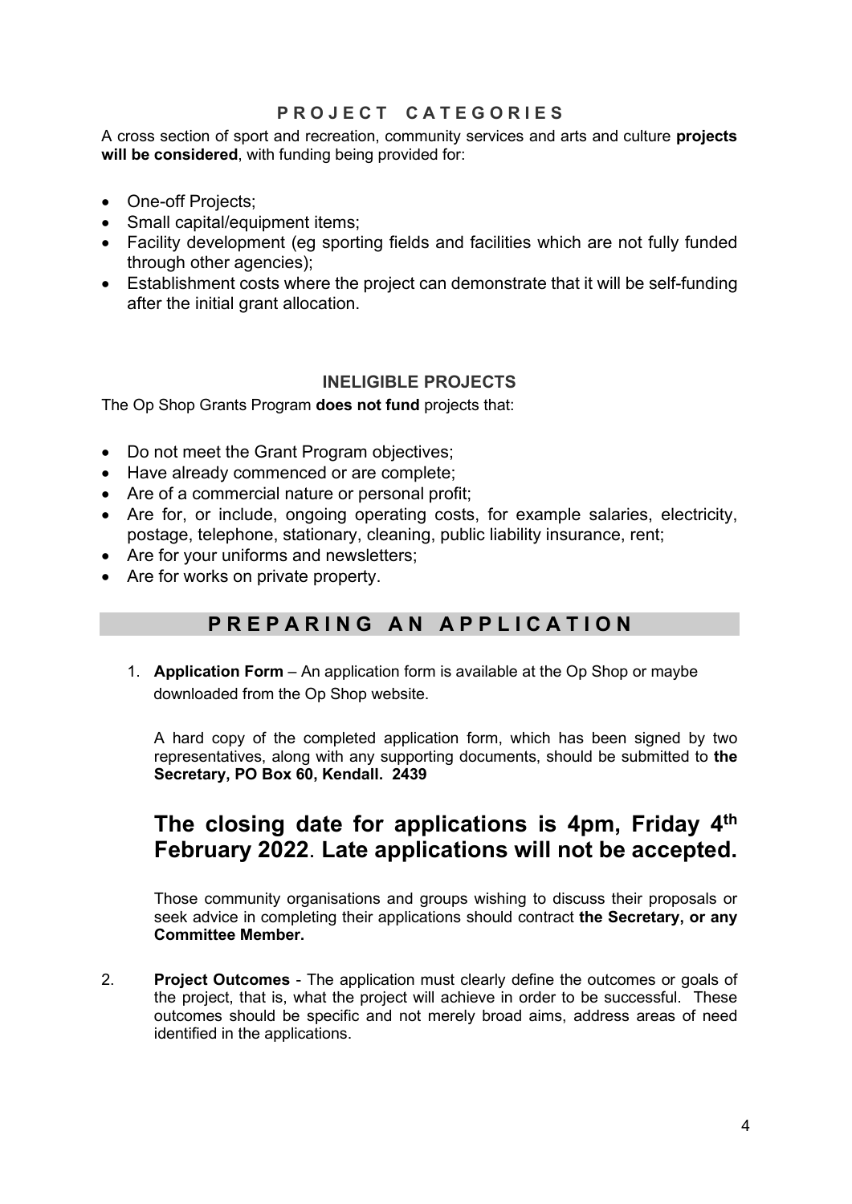## PROJECT CATEGORIES

A cross section of sport and recreation, community services and arts and culture **projects will be considered**, with funding being provided for:

- One-off Projects;
- Small capital/equipment items;
- Facility development (eg sporting fields and facilities which are not fully funded through other agencies);
- Establishment costs where the project can demonstrate that it will be self-funding after the initial grant allocation.

### INELIGIBLE PROJECTS

The Op Shop Grants Program **does not fund** projects that:

- Do not meet the Grant Program objectives;
- Have already commenced or are complete;
- Are of a commercial nature or personal profit;
- Are for, or include, ongoing operating costs, for example salaries, electricity, postage, telephone, stationary, cleaning, public liability insurance, rent;
- Are for your uniforms and newsletters;
- Are for works on private property.

## PREPARING AN APPLICATION

1. **Application Form** – An application form is available at the Op Shop or maybe downloaded from the Op Shop website.

   A hard copy of the completed application form, which has been signed by two representatives, along with any supporting documents, should be submitted to **the Secretary, PO Box 60, Kendall. 2439**

   # The closing date for applications is 4pm, Friday 4th February 2022. Late applications will not be accepted.

   Those community organisations and groups wishing to discuss their proposals or seek advice in completing their applications should contract **the Secretary, or any Committee Member.**

2. **Project Outcomes** - The application must clearly define the outcomes or goals of the project, that is, what the project will achieve in order to be successful. These outcomes should be specific and not merely broad aims, address areas of need identified in the applications.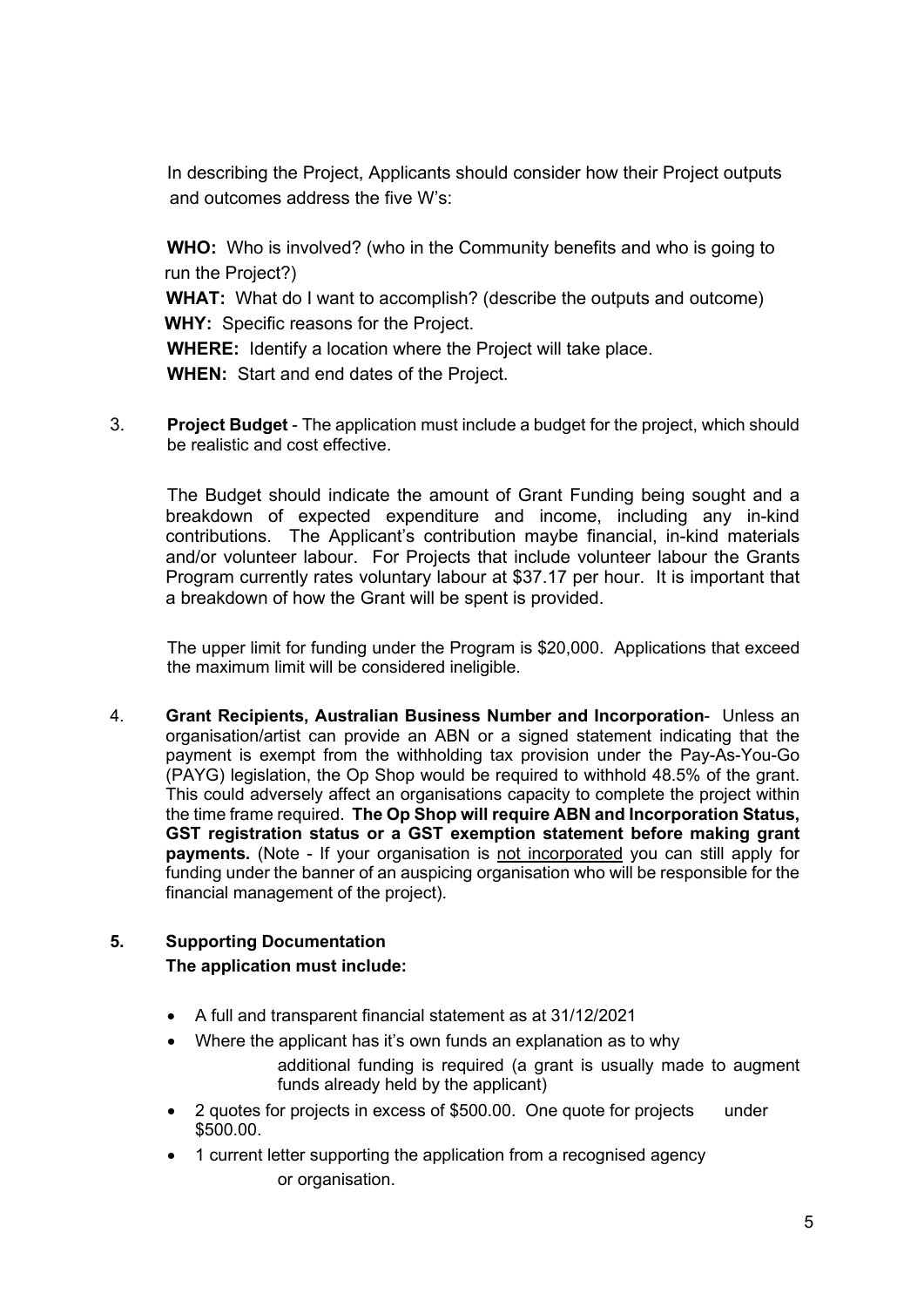In describing the Project, Applicants should consider how their Project outputs and outcomes address the five W's:

**WHO:** Who is involved? (who in the Community benefits and who is going to run the Project?)

**WHAT:** What do I want to accomplish? (describe the outputs and outcome)

**WHY:** Specific reasons for the Project.

**WHERE:** Identify a location where the Project will take place.

**WHEN:** Start and end dates of the Project.

3. **Project Budget** - The application must include a budget for the project, which should be realistic and cost effective.

   The Budget should indicate the amount of Grant Funding being sought and a breakdown of expected expenditure and income, including any in-kind contributions. The Applicant's contribution maybe financial, in-kind materials and/or volunteer labour. For Projects that include volunteer labour the Grants Program currently rates voluntary labour at $37.17 per hour. It is important that a breakdown of how the Grant will be spent is provided.

   The upper limit for funding under the Program is $20,000. Applications that exceed the maximum limit will be considered ineligible.

4. **Grant Recipients, Australian Business Number and Incorporation**- Unless an organisation/artist can provide an ABN or a signed statement indicating that the payment is exempt from the withholding tax provision under the Pay-As-You-Go (PAYG) legislation, the Op Shop would be required to withhold 48.5% of the grant. This could adversely affect an organisations capacity to complete the project within the time frame required. **The Op Shop will require ABN and Incorporation Status, GST registration status or a GST exemption statement before making grant payments.** (Note - If your organisation is <u>not incorporated</u> you can still apply for funding under the banner of an auspicing organisation who will be responsible for the financial management of the project).

**5. Supporting Documentation**

**The application must include:**

- A full and transparent financial statement as at 31/12/2021
- Where the applicant has it's own funds an explanation as to why additional funding is required (a grant is usually made to augment funds already held by the applicant)
- 2 quotes for projects in excess of $500.00. One quote for projects under $500.00.
- 1 current letter supporting the application from a recognised agency or organisation.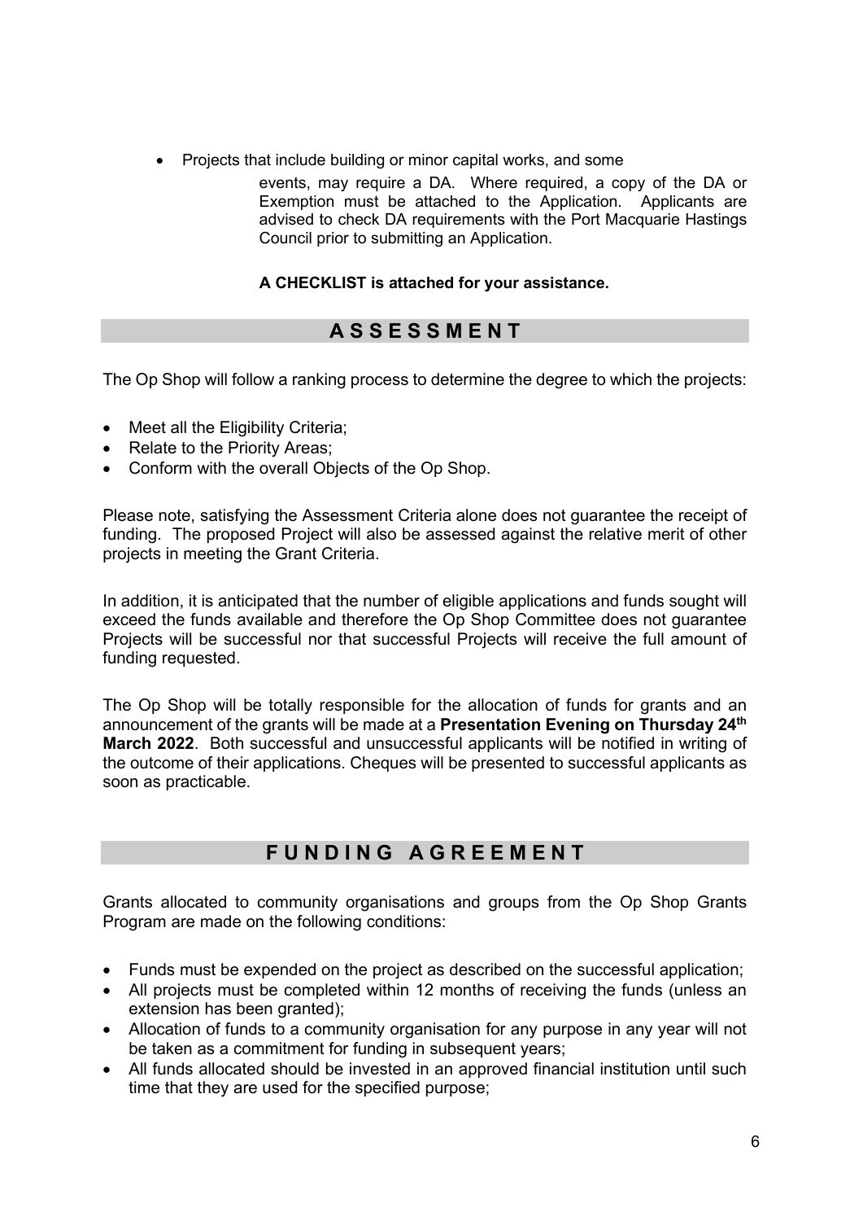- Projects that include building or minor capital works, and some events, may require a DA. Where required, a copy of the DA or Exemption must be attached to the Application. Applicants are advised to check DA requirements with the Port Macquarie Hastings Council prior to submitting an Application.

**A CHECKLIST is attached for your assistance.**

## ASSESSMENT

The Op Shop will follow a ranking process to determine the degree to which the projects:

- Meet all the Eligibility Criteria;
- Relate to the Priority Areas;
- Conform with the overall Objects of the Op Shop.

Please note, satisfying the Assessment Criteria alone does not guarantee the receipt of funding. The proposed Project will also be assessed against the relative merit of other projects in meeting the Grant Criteria.

In addition, it is anticipated that the number of eligible applications and funds sought will exceed the funds available and therefore the Op Shop Committee does not guarantee Projects will be successful nor that successful Projects will receive the full amount of funding requested.

The Op Shop will be totally responsible for the allocation of funds for grants and an announcement of the grants will be made at a **Presentation Evening on Thursday 24th March 2022**. Both successful and unsuccessful applicants will be notified in writing of the outcome of their applications. Cheques will be presented to successful applicants as soon as practicable.

## FUNDING AGREEMENT

Grants allocated to community organisations and groups from the Op Shop Grants Program are made on the following conditions:

- Funds must be expended on the project as described on the successful application;
- All projects must be completed within 12 months of receiving the funds (unless an extension has been granted);
- Allocation of funds to a community organisation for any purpose in any year will not be taken as a commitment for funding in subsequent years;
- All funds allocated should be invested in an approved financial institution until such time that they are used for the specified purpose;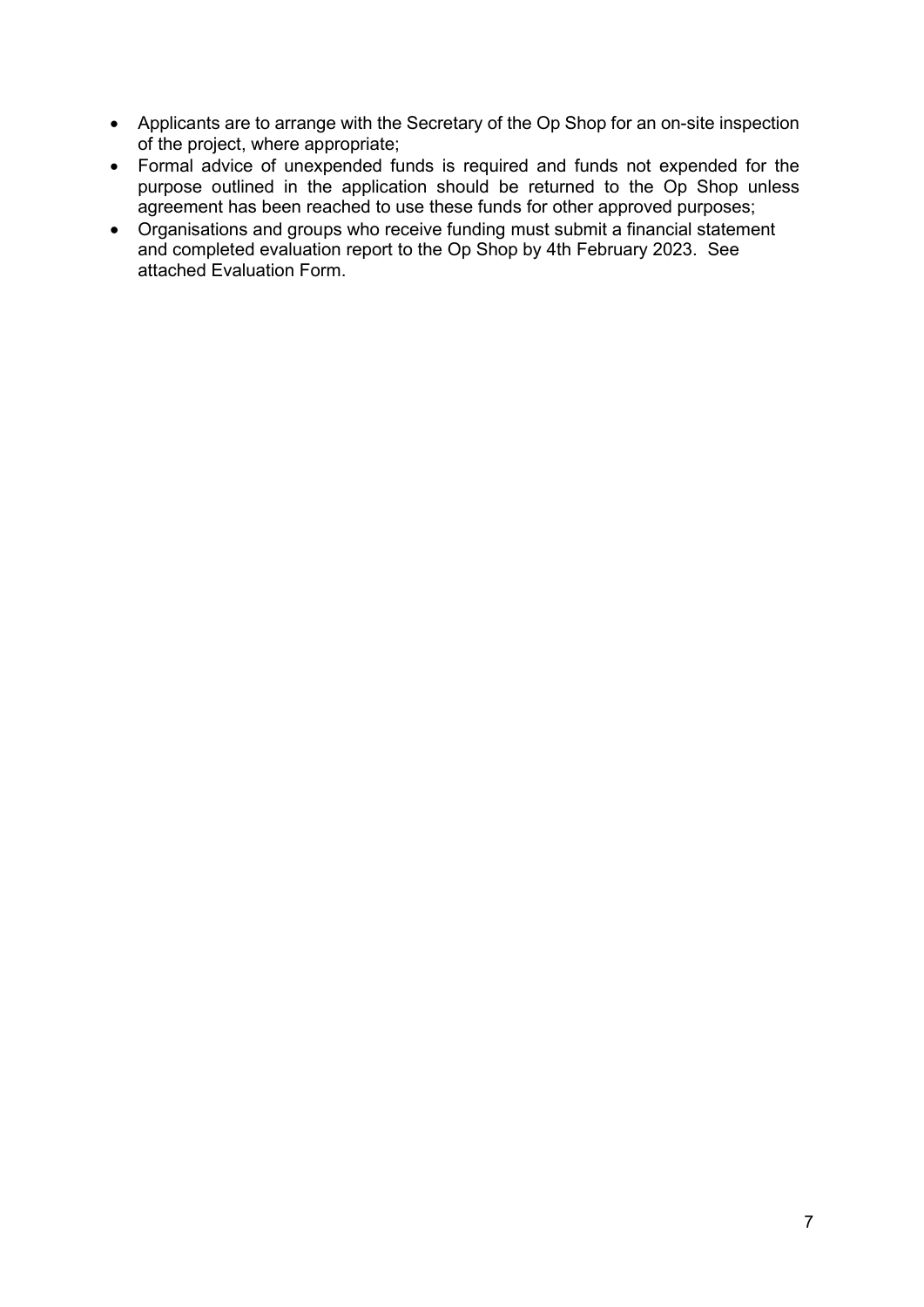- Applicants are to arrange with the Secretary of the Op Shop for an on-site inspection of the project, where appropriate;
- Formal advice of unexpended funds is required and funds not expended for the purpose outlined in the application should be returned to the Op Shop unless agreement has been reached to use these funds for other approved purposes;
- Organisations and groups who receive funding must submit a financial statement and completed evaluation report to the Op Shop by 4th February 2023. See attached Evaluation Form.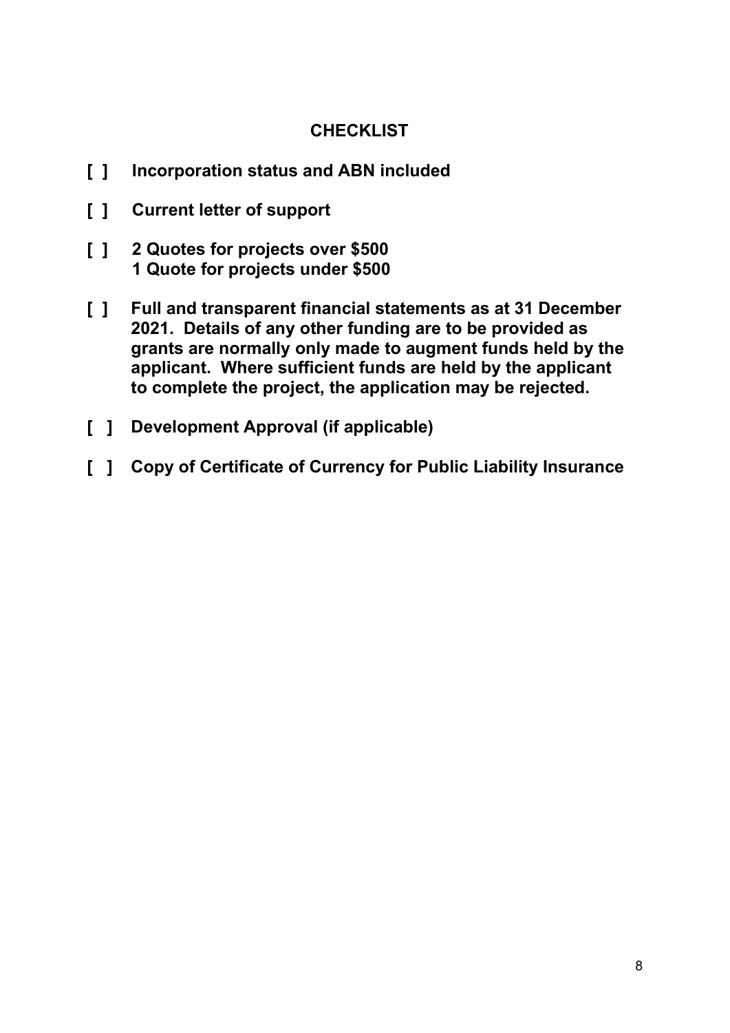## CHECKLIST

- **[ ] Incorporation status and ABN included**
- **[ ] Current letter of support**
- **[ ] 2 Quotes for projects over $500**
  **1 Quote for projects under $500**
- **[ ] Full and transparent financial statements as at 31 December 2021. Details of any other funding are to be provided as grants are normally only made to augment funds held by the applicant. Where sufficient funds are held by the applicant to complete the project, the application may be rejected.**
- **[ ] Development Approval (if applicable)**
- **[ ] Copy of Certificate of Currency for Public Liability Insurance**